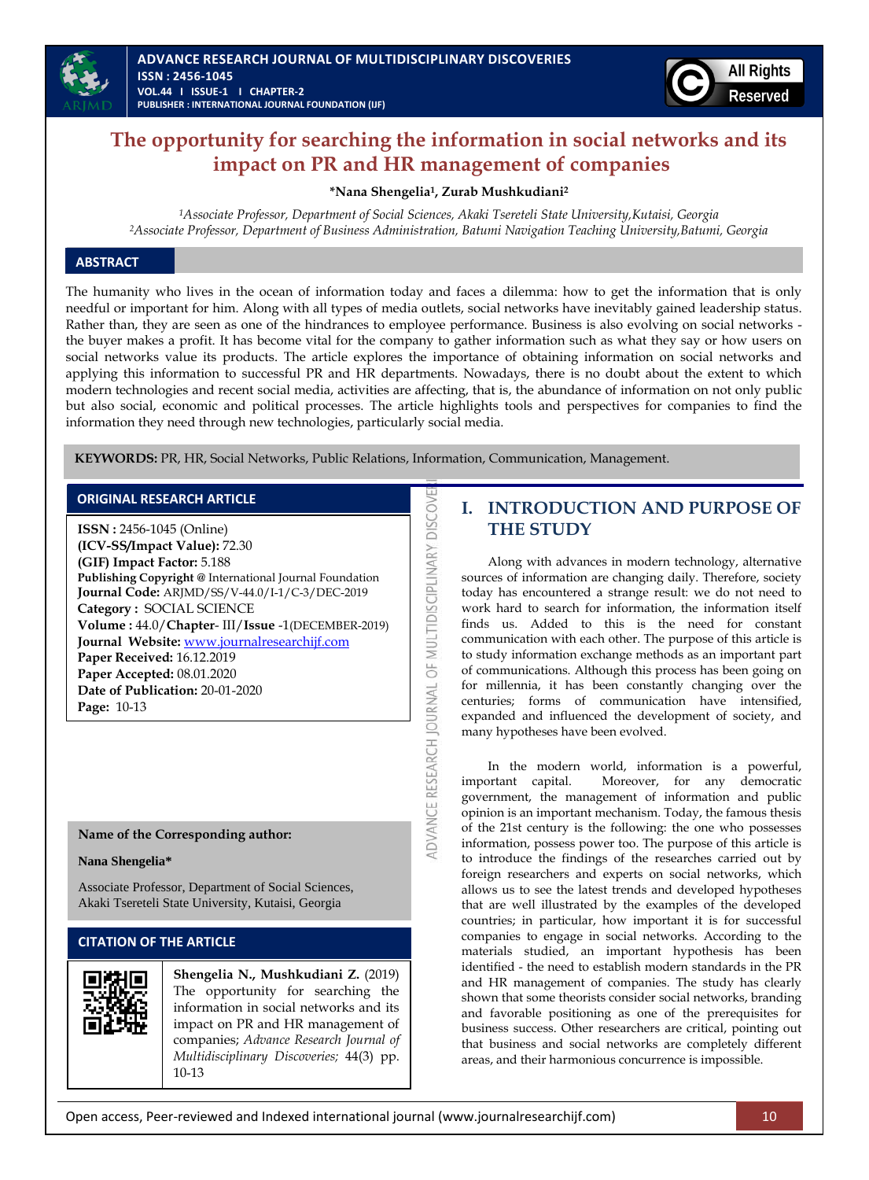# The opportunity for searching the information in social networks and its impact on PR and HR management of companies

**\*Nana Shengelia[1], Zurab Mushkudiani[2]**

*[1]Associate Professor, Department of Social Sciences, Akaki Tsereteli State University, Kutaisi, Georgia*
*[2]Associate Professor, Department of Business Administration, Batumi Navigation Teaching University, Batumi, Georgia*

## ABSTRACT

The humanity who lives in the ocean of information today and faces a dilemma: how to get the information that is only needful or important for him. Along with all types of media outlets, social networks have inevitably gained leadership status. Rather than, they are seen as one of the hindrances to employee performance. Business is also evolving on social networks - the buyer makes a profit. It has become vital for the company to gather information such as what they say or how users on social networks value its products. The article explores the importance of obtaining information on social networks and applying this information to successful PR and HR departments. Nowadays, there is no doubt about the extent to which modern technologies and recent social media, activities are affecting, that is, the abundance of information on not only public but also social, economic and political processes. The article highlights tools and perspectives for companies to find the information they need through new technologies, particularly social media.

**KEYWORDS:** PR, HR, Social Networks, Public Relations, Information, Communication, Management.

**ORIGINAL RESEARCH ARTICLE**

**ISSN :** 2456-1045 (Online)
**(ICV-SS/Impact Value):** 72.30
**(GIF) Impact Factor:** 5.188
**Publishing Copyright @** International Journal Foundation
**Journal Code:** ARJMD/SS/V-44.0/I-1/C-3/DEC-2019
**Category :** SOCIAL SCIENCE
**Volume :** 44.0/**Chapter**- III/**Issue** -1(DECEMBER-2019)
**Journal Website:** www.journalresearchijf.com
**Paper Received:** 16.12.2019
**Paper Accepted:** 08.01.2020
**Date of Publication:** 20-01-2020
**Page:** 10-13

**Name of the Corresponding author:**

**Nana Shengelia\***

Associate Professor, Department of Social Sciences, Akaki Tsereteli State University, Kutaisi, Georgia

**CITATION OF THE ARTICLE**

**Shengelia N., Mushkudiani Z.** (2019) The opportunity for searching the information in social networks and its impact on PR and HR management of companies; *Advance Research Journal of Multidisciplinary Discoveries;* 44(3) pp. 10-13

## I. INTRODUCTION AND PURPOSE OF THE STUDY

Along with advances in modern technology, alternative sources of information are changing daily. Therefore, society today has encountered a strange result: we do not need to work hard to search for information, the information itself finds us. Added to this is the need for constant communication with each other. The purpose of this article is to study information exchange methods as an important part of communications. Although this process has been going on for millennia, it has been constantly changing over the centuries; forms of communication have intensified, expanded and influenced the development of society, and many hypotheses have been evolved.

In the modern world, information is a powerful, important capital. Moreover, for any democratic government, the management of information and public opinion is an important mechanism. Today, the famous thesis of the 21st century is the following: the one who possesses information, possess power too. The purpose of this article is to introduce the findings of the researches carried out by foreign researchers and experts on social networks, which allows us to see the latest trends and developed hypotheses that are well illustrated by the examples of the developed countries; in particular, how important it is for successful companies to engage in social networks. According to the materials studied, an important hypothesis has been identified - the need to establish modern standards in the PR and HR management of companies. The study has clearly shown that some theorists consider social networks, branding and favorable positioning as one of the prerequisites for business success. Other researchers are critical, pointing out that business and social networks are completely different areas, and their harmonious concurrence is impossible.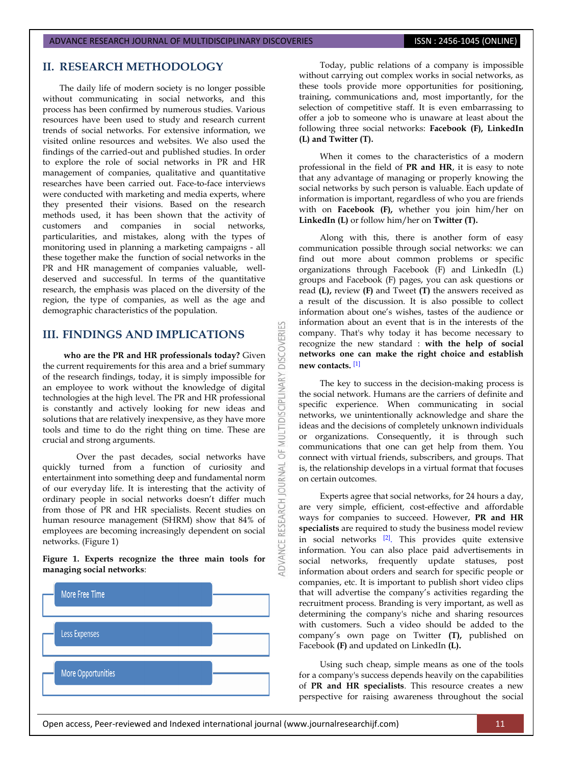## II. RESEARCH METHODOLOGY

The daily life of modern society is no longer possible without communicating in social networks, and this process has been confirmed by numerous studies. Various resources have been used to study and research current trends of social networks. For extensive information, we visited online resources and websites. We also used the findings of the carried-out and published studies. In order to explore the role of social networks in PR and HR management of companies, qualitative and quantitative researches have been carried out. Face-to-face interviews were conducted with marketing and media experts, where they presented their visions. Based on the research methods used, it has been shown that the activity of customers and companies in social networks, particularities, and mistakes, along with the types of monitoring used in planning a marketing campaigns - all these together make the function of social networks in the PR and HR management of companies valuable, well-deserved and successful. In terms of the quantitative research, the emphasis was placed on the diversity of the region, the type of companies, as well as the age and demographic characteristics of the population.

## III. FINDINGS AND IMPLICATIONS

**who are the PR and HR professionals today?** Given the current requirements for this area and a brief summary of the research findings, today, it is simply impossible for an employee to work without the knowledge of digital technologies at the high level. The PR and HR professional is constantly and actively looking for new ideas and solutions that are relatively inexpensive, as they have more tools and time to do the right thing on time. These are crucial and strong arguments.

Over the past decades, social networks have quickly turned from a function of curiosity and entertainment into something deep and fundamental norm of our everyday life. It is interesting that the activity of ordinary people in social networks doesn't differ much from those of PR and HR specialists. Recent studies on human resource management (SHRM) show that 84% of employees are becoming increasingly dependent on social networks. (Figure 1)

**Figure 1. Experts recognize the three main tools for managing social networks**:

- More Free Time
- Less Expenses
- More Opportunities

Today, public relations of a company is impossible without carrying out complex works in social networks, as these tools provide more opportunities for positioning, training, communications and, most importantly, for the selection of competitive staff. It is even embarrassing to offer a job to someone who is unaware at least about the following three social networks: **Facebook (F), LinkedIn (L) and Twitter (T).**

When it comes to the characteristics of a modern professional in the field of **PR and HR**, it is easy to note that any advantage of managing or properly knowing the social networks by such person is valuable. Each update of information is important, regardless of who you are friends with on **Facebook (F),** whether you join him/her on **LinkedIn (L)** or follow him/her on **Twitter (T).**

Along with this, there is another form of easy communication possible through social networks: we can find out more about common problems or specific organizations through Facebook (F) and LinkedIn (L) groups and Facebook (F) pages, you can ask questions or read **(L),** review **(F)** and Tweet **(T)** the answers received as a result of the discussion. It is also possible to collect information about one's wishes, tastes of the audience or information about an event that is in the interests of the company. That's why today it has become necessary to recognize the new standard : **with the help of social networks one can make the right choice and establish new contacts.** [1]

The key to success in the decision-making process is the social network. Humans are the carriers of definite and specific experience. When communicating in social networks, we unintentionally acknowledge and share the ideas and the decisions of completely unknown individuals or organizations. Consequently, it is through such communications that one can get help from them. You connect with virtual friends, subscribers, and groups. That is, the relationship develops in a virtual format that focuses on certain outcomes.

Experts agree that social networks, for 24 hours a day, are very simple, efficient, cost-effective and affordable ways for companies to succeed. However, **PR and HR specialists** are required to study the business model review in social networks [2]. This provides quite extensive information. You can also place paid advertisements in social networks, frequently update statuses, post information about orders and search for specific people or companies, etc. It is important to publish short video clips that will advertise the company's activities regarding the recruitment process. Branding is very important, as well as determining the company's niche and sharing resources with customers. Such a video should be added to the company's own page on Twitter **(T),** published on Facebook **(F)** and updated on LinkedIn **(L).**

Using such cheap, simple means as one of the tools for a company's success depends heavily on the capabilities of **PR and HR specialists**. This resource creates a new perspective for raising awareness throughout the social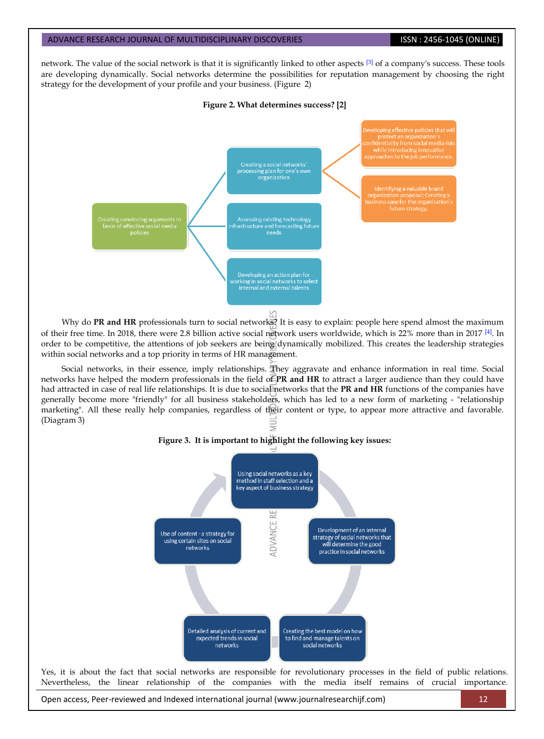network. The value of the social network is that it is significantly linked to other aspects [3] of a company's success. These tools are developing dynamically. Social networks determine the possibilities for reputation management by choosing the right strategy for the development of your profile and your business. (Figure 2)

**Figure 2. What determines success? [2]**

- Creating convincing arguments in favor of effective social media policies
  - Creating a social networks' processing plan for one's own organization
    - Developing effective policies that will protect an organization's confidentiality from social media risks while introducing innovative approaches to the job performance.
    - Identifying a valuable brand organization proposal; Creating a business case for the organization's future strategy.
  - Assessing existing technology infrastructure and forecasting future needs
  - Developing an action plan for working in social networks to select internal and external talents

Why do **PR and HR** professionals turn to social networks? It is easy to explain: people here spend almost the maximum of their free time. In 2018, there were 2.8 billion active social network users worldwide, which is 22% more than in 2017 [4]. In order to be competitive, the attentions of job seekers are being dynamically mobilized. This creates the leadership strategies within social networks and a top priority in terms of HR management.

Social networks, in their essence, imply relationships. They aggravate and enhance information in real time. Social networks have helped the modern professionals in the field of **PR and HR** to attract a larger audience than they could have had attracted in case of real life relationships. It is due to social networks that the **PR and HR** functions of the companies have generally become more "friendly" for all business stakeholders, which has led to a new form of marketing - "relationship marketing". All these really help companies, regardless of their content or type, to appear more attractive and favorable. (Diagram 3)

**Figure 3. It is important to highlight the following key issues:**

- Using social networks as a key method in staff selection and a key aspect of business strategy
- Development of an internal strategy of social networks that will determine the good practice in social networks
- Creating the best model on how to find and manage talents on social networks
- Detailed analysis of current and expected trends in social networks
- Use of content - a strategy for using certain sites on social networks

Yes, it is about the fact that social networks are responsible for revolutionary processes in the field of public relations. Nevertheless, the linear relationship of the companies with the media itself remains of crucial importance.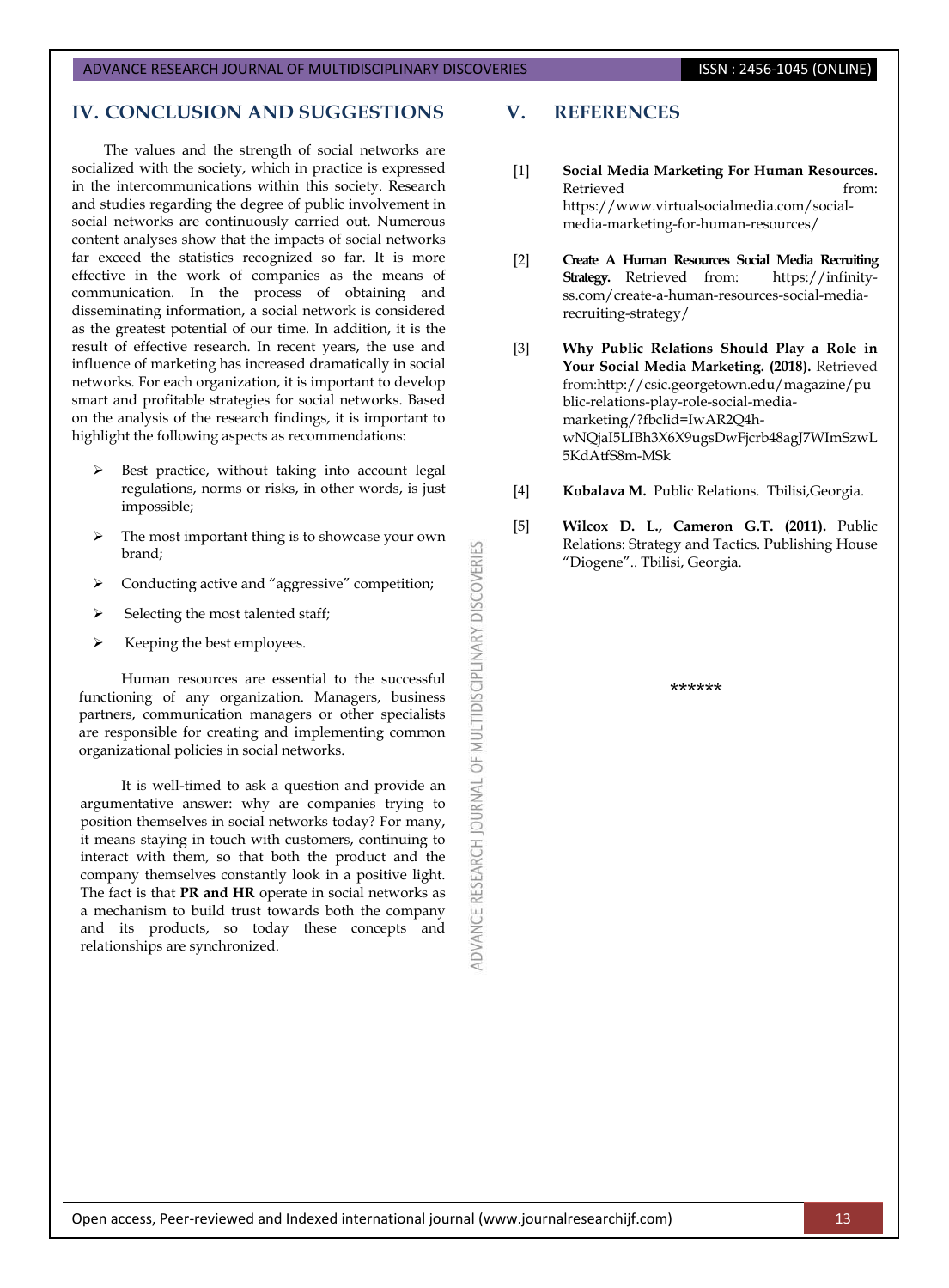## IV. CONCLUSION AND SUGGESTIONS

The values and the strength of social networks are socialized with the society, which in practice is expressed in the intercommunications within this society. Research and studies regarding the degree of public involvement in social networks are continuously carried out. Numerous content analyses show that the impacts of social networks far exceed the statistics recognized so far. It is more effective in the work of companies as the means of communication. In the process of obtaining and disseminating information, a social network is considered as the greatest potential of our time. In addition, it is the result of effective research. In recent years, the use and influence of marketing has increased dramatically in social networks. For each organization, it is important to develop smart and profitable strategies for social networks. Based on the analysis of the research findings, it is important to highlight the following aspects as recommendations:

- Best practice, without taking into account legal regulations, norms or risks, in other words, is just impossible;
- The most important thing is to showcase your own brand;
- Conducting active and "aggressive" competition;
- Selecting the most talented staff;
- Keeping the best employees.

Human resources are essential to the successful functioning of any organization. Managers, business partners, communication managers or other specialists are responsible for creating and implementing common organizational policies in social networks.

It is well-timed to ask a question and provide an argumentative answer: why are companies trying to position themselves in social networks today? For many, it means staying in touch with customers, continuing to interact with them, so that both the product and the company themselves constantly look in a positive light. The fact is that **PR and HR** operate in social networks as a mechanism to build trust towards both the company and its products, so today these concepts and relationships are synchronized.

## V. REFERENCES

[1] **Social Media Marketing For Human Resources.** Retrieved from: https://www.virtualsocialmedia.com/social-media-marketing-for-human-resources/

[2] **Create A Human Resources Social Media Recruiting Strategy.** Retrieved from: https://infinity-ss.com/create-a-human-resources-social-media-recruiting-strategy/

[3] **Why Public Relations Should Play a Role in Your Social Media Marketing. (2018).** Retrieved from:http://csic.georgetown.edu/magazine/public-relations-play-role-social-media-marketing/?fbclid=IwAR2Q4h-wNQjaI5LIBh3X6X9ugsDwFjcrb48agJ7WImSzwL5KdAtfS8m-MSk

[4] **Kobalava M.** Public Relations. Tbilisi,Georgia.

[5] **Wilcox D. L., Cameron G.T. (2011).** Public Relations: Strategy and Tactics. Publishing House "Diogene".. Tbilisi, Georgia.

******